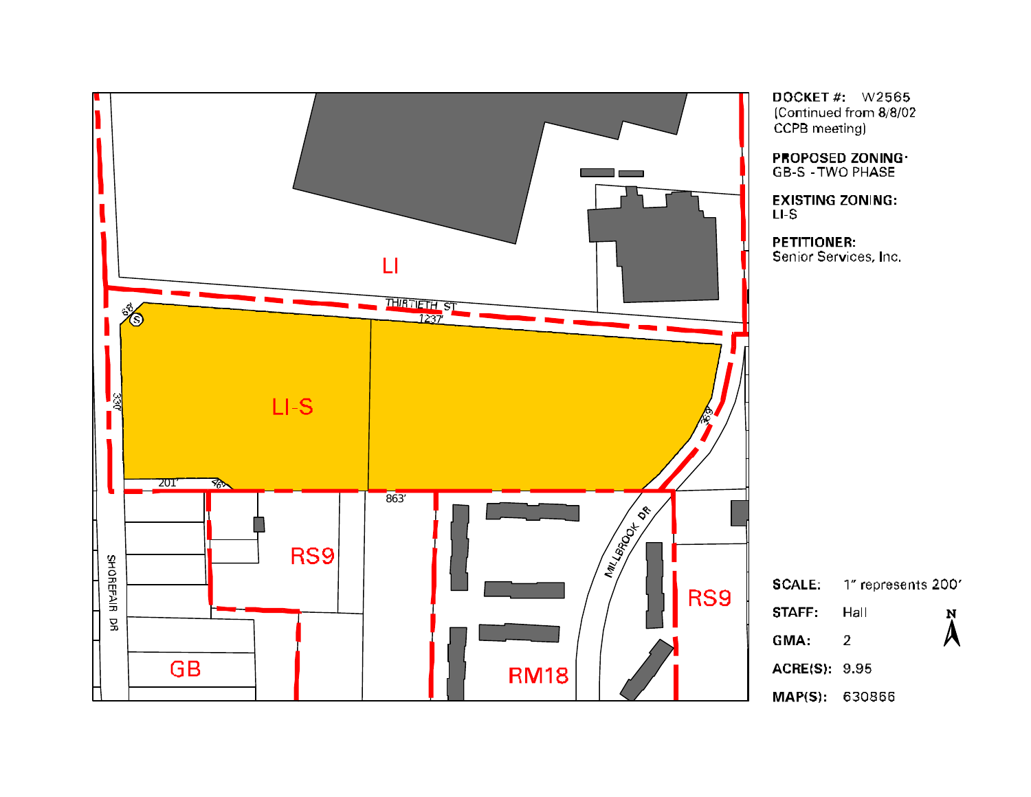LI

THIRTIETH ST

1237'

68'

330'

LI-S

201'

46'

863'

363'

RS9

SHOREFAIR DR

MILLBROOK DR

RS9

GB

RM18

**DOCKET #:** W2565
(Continued from 8/8/02 CCPB meeting)

**PROPOSED ZONING:**
GB-S - TWO PHASE

**EXISTING ZONING:**
LI-S

**PETITIONER:**
Senior Services, Inc.

**SCALE:** 1" represents 200'

**STAFF:** Hall

**GMA:** 2

**ACRE(S):** 9.95

**MAP(S):** 630866

N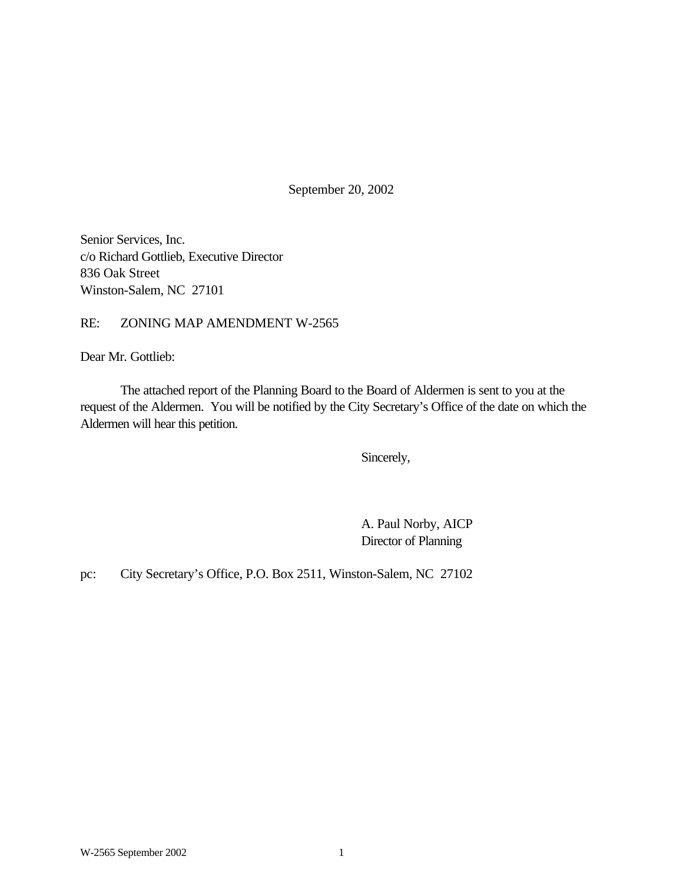September 20, 2002

Senior Services, Inc.
c/o Richard Gottlieb, Executive Director
836 Oak Street
Winston-Salem, NC 27101

RE: ZONING MAP AMENDMENT W-2565

Dear Mr. Gottlieb:

The attached report of the Planning Board to the Board of Aldermen is sent to you at the request of the Aldermen. You will be notified by the City Secretary's Office of the date on which the Aldermen will hear this petition.

Sincerely,

A. Paul Norby, AICP
Director of Planning

pc: City Secretary's Office, P.O. Box 2511, Winston-Salem, NC 27102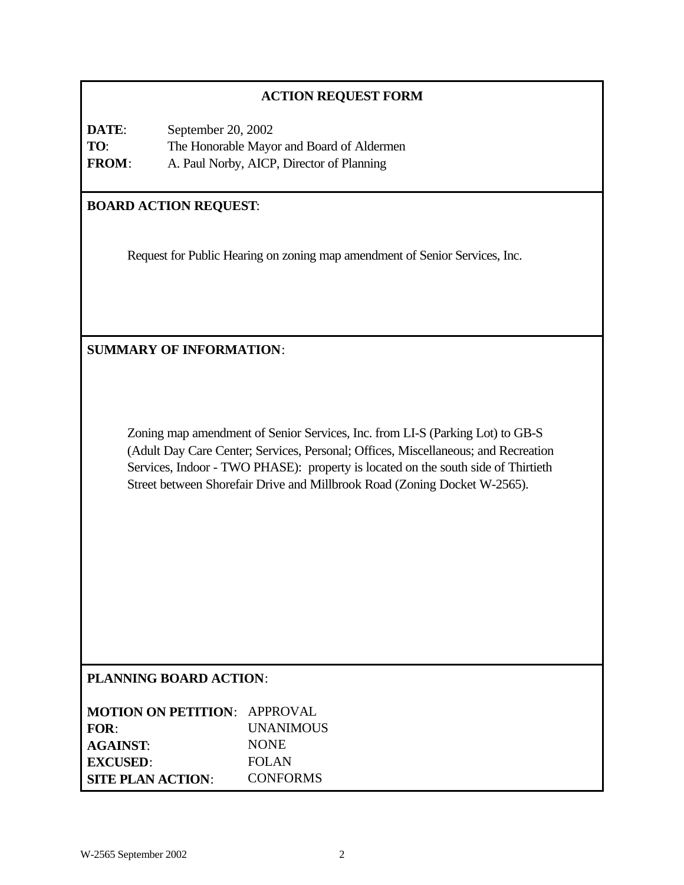## ACTION REQUEST FORM

**DATE**: September 20, 2002
**TO**: The Honorable Mayor and Board of Aldermen
**FROM**: A. Paul Norby, AICP, Director of Planning

**BOARD ACTION REQUEST**:

Request for Public Hearing on zoning map amendment of Senior Services, Inc.

**SUMMARY OF INFORMATION**:

Zoning map amendment of Senior Services, Inc. from LI-S (Parking Lot) to GB-S (Adult Day Care Center; Services, Personal; Offices, Miscellaneous; and Recreation Services, Indoor - TWO PHASE): property is located on the south side of Thirtieth Street between Shorefair Drive and Millbrook Road (Zoning Docket W-2565).

**PLANNING BOARD ACTION**:

**MOTION ON PETITION**: APPROVAL
**FOR**: UNANIMOUS
**AGAINST**: NONE
**EXCUSED**: FOLAN
**SITE PLAN ACTION**: CONFORMS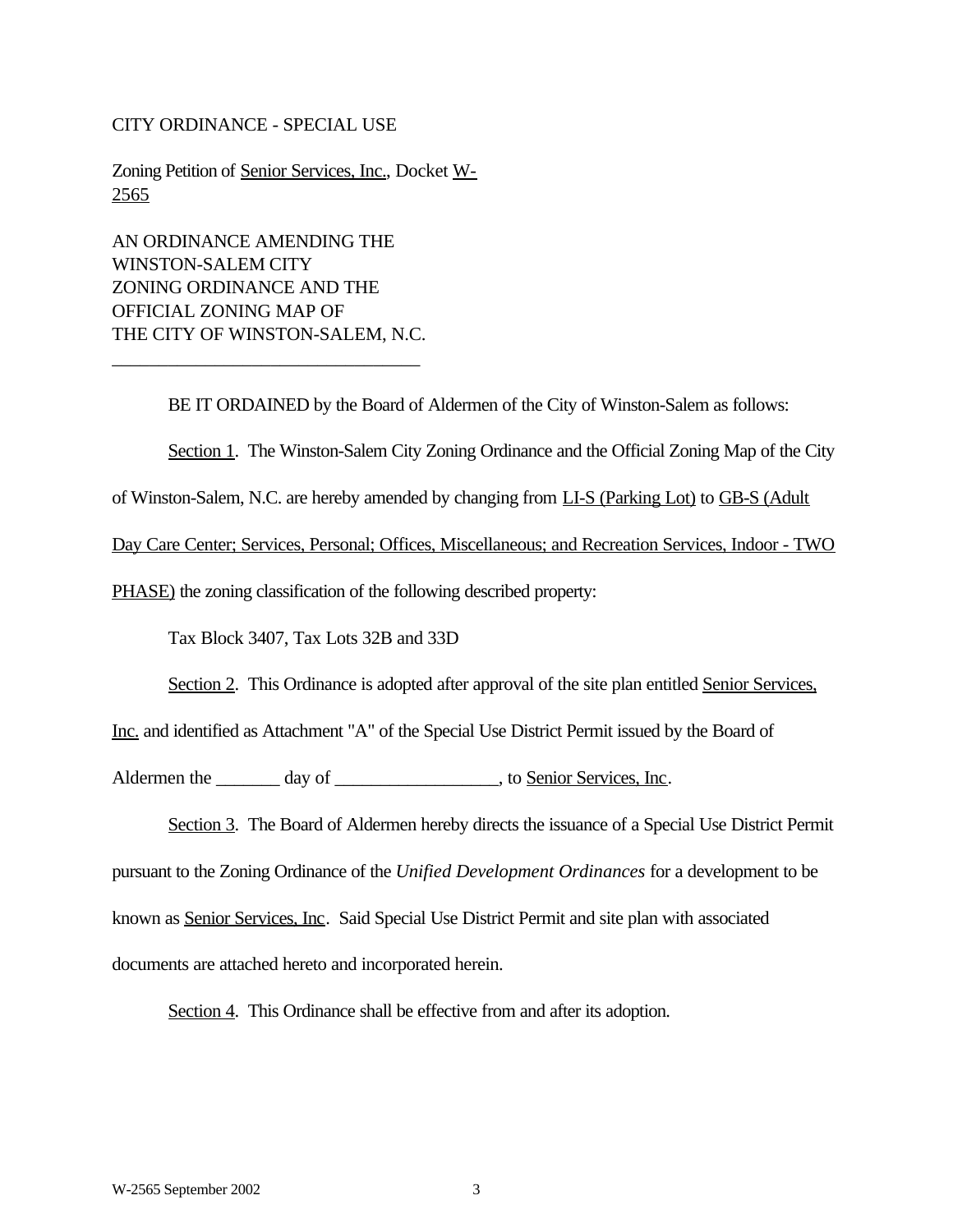CITY ORDINANCE - SPECIAL USE

Zoning Petition of Senior Services, Inc., Docket W-2565

AN ORDINANCE AMENDING THE WINSTON-SALEM CITY ZONING ORDINANCE AND THE OFFICIAL ZONING MAP OF THE CITY OF WINSTON-SALEM, N.C.

---

BE IT ORDAINED by the Board of Aldermen of the City of Winston-Salem as follows:

Section 1. The Winston-Salem City Zoning Ordinance and the Official Zoning Map of the City of Winston-Salem, N.C. are hereby amended by changing from LI-S (Parking Lot) to GB-S (Adult Day Care Center; Services, Personal; Offices, Miscellaneous; and Recreation Services, Indoor - TWO PHASE) the zoning classification of the following described property:

Tax Block 3407, Tax Lots 32B and 33D

Section 2. This Ordinance is adopted after approval of the site plan entitled Senior Services, Inc. and identified as Attachment "A" of the Special Use District Permit issued by the Board of Aldermen the _______ day of __________________, to Senior Services, Inc.

Section 3. The Board of Aldermen hereby directs the issuance of a Special Use District Permit pursuant to the Zoning Ordinance of the *Unified Development Ordinances* for a development to be known as Senior Services, Inc. Said Special Use District Permit and site plan with associated documents are attached hereto and incorporated herein.

Section 4. This Ordinance shall be effective from and after its adoption.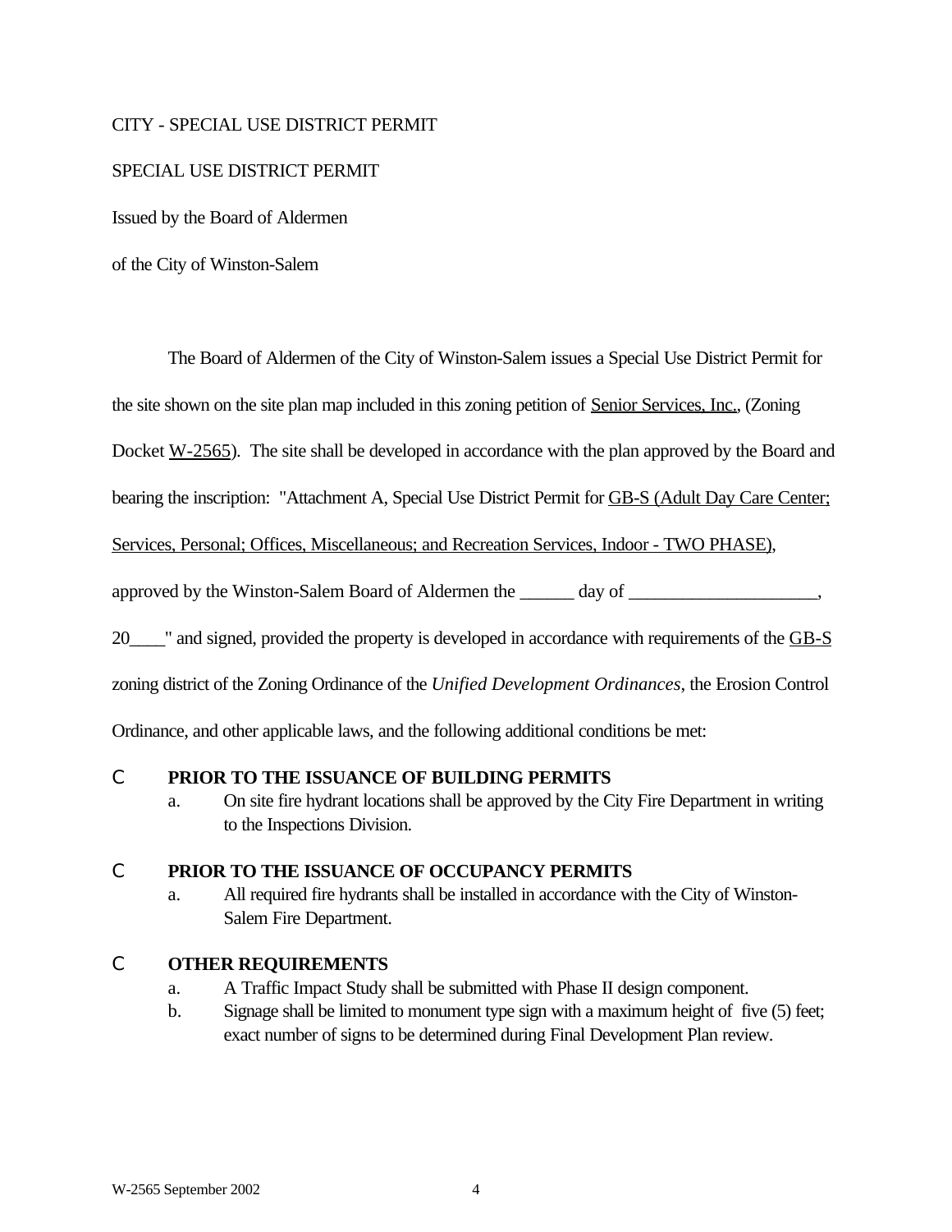CITY - SPECIAL USE DISTRICT PERMIT

SPECIAL USE DISTRICT PERMIT

Issued by the Board of Aldermen

of the City of Winston-Salem

The Board of Aldermen of the City of Winston-Salem issues a Special Use District Permit for the site shown on the site plan map included in this zoning petition of Senior Services, Inc., (Zoning Docket W-2565). The site shall be developed in accordance with the plan approved by the Board and bearing the inscription: "Attachment A, Special Use District Permit for GB-S (Adult Day Care Center; Services, Personal; Offices, Miscellaneous; and Recreation Services, Indoor - TWO PHASE), approved by the Winston-Salem Board of Aldermen the ______ day of ____________________, 20____" and signed, provided the property is developed in accordance with requirements of the GB-S zoning district of the Zoning Ordinance of the *Unified Development Ordinances*, the Erosion Control Ordinance, and other applicable laws, and the following additional conditions be met:

- **PRIOR TO THE ISSUANCE OF BUILDING PERMITS**
  a. On site fire hydrant locations shall be approved by the City Fire Department in writing to the Inspections Division.

- **PRIOR TO THE ISSUANCE OF OCCUPANCY PERMITS**
  a. All required fire hydrants shall be installed in accordance with the City of Winston-Salem Fire Department.

- **OTHER REQUIREMENTS**
  a. A Traffic Impact Study shall be submitted with Phase II design component.
  b. Signage shall be limited to monument type sign with a maximum height of five (5) feet; exact number of signs to be determined during Final Development Plan review.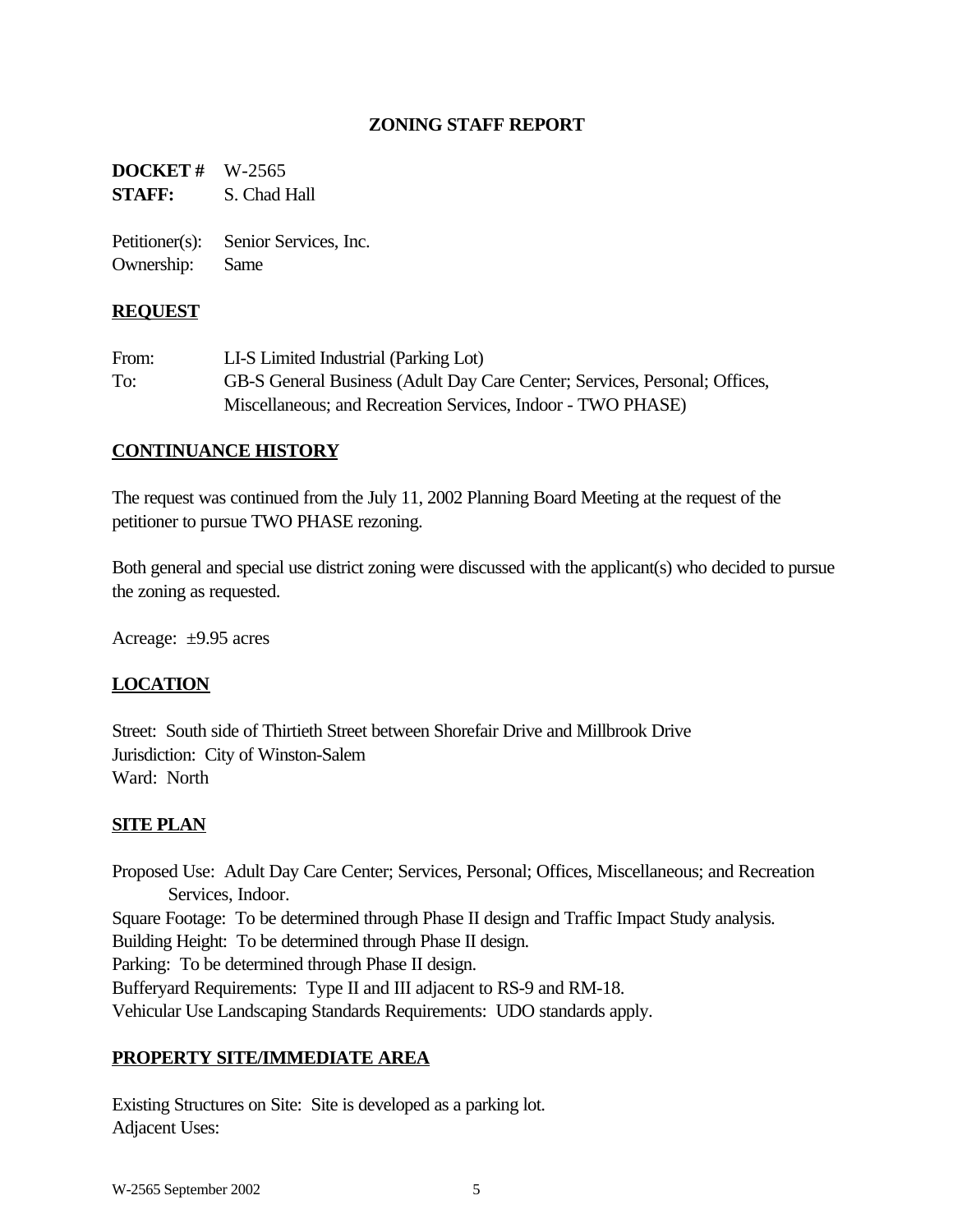# ZONING STAFF REPORT

**DOCKET #** W-2565
**STAFF:** S. Chad Hall

Petitioner(s): Senior Services, Inc.
Ownership: Same

## REQUEST

From: LI-S Limited Industrial (Parking Lot)
To: GB-S General Business (Adult Day Care Center; Services, Personal; Offices, Miscellaneous; and Recreation Services, Indoor - TWO PHASE)

## CONTINUANCE HISTORY

The request was continued from the July 11, 2002 Planning Board Meeting at the request of the petitioner to pursue TWO PHASE rezoning.

Both general and special use district zoning were discussed with the applicant(s) who decided to pursue the zoning as requested.

Acreage: ±9.95 acres

## LOCATION

Street: South side of Thirtieth Street between Shorefair Drive and Millbrook Drive
Jurisdiction: City of Winston-Salem
Ward: North

## SITE PLAN

Proposed Use: Adult Day Care Center; Services, Personal; Offices, Miscellaneous; and Recreation Services, Indoor.
Square Footage: To be determined through Phase II design and Traffic Impact Study analysis.
Building Height: To be determined through Phase II design.
Parking: To be determined through Phase II design.
Bufferyard Requirements: Type II and III adjacent to RS-9 and RM-18.
Vehicular Use Landscaping Standards Requirements: UDO standards apply.

## PROPERTY SITE/IMMEDIATE AREA

Existing Structures on Site: Site is developed as a parking lot.
Adjacent Uses: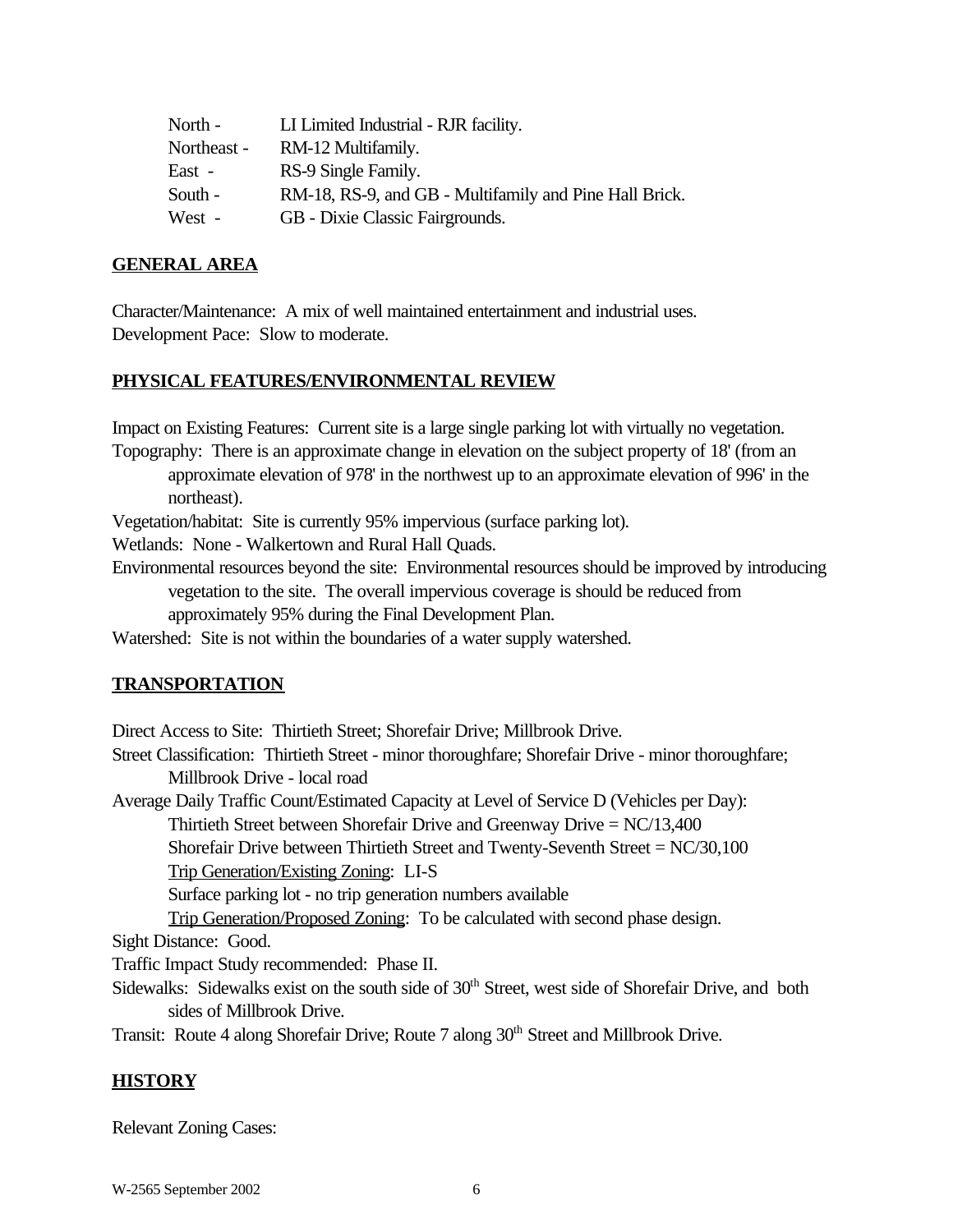| | |
|---|---|
| North - | LI Limited Industrial - RJR facility. |
| Northeast - | RM-12 Multifamily. |
| East - | RS-9 Single Family. |
| South - | RM-18, RS-9, and GB - Multifamily and Pine Hall Brick. |
| West - | GB - Dixie Classic Fairgrounds. |

## GENERAL AREA

Character/Maintenance: A mix of well maintained entertainment and industrial uses.
Development Pace: Slow to moderate.

## PHYSICAL FEATURES/ENVIRONMENTAL REVIEW

Impact on Existing Features: Current site is a large single parking lot with virtually no vegetation.
Topography: There is an approximate change in elevation on the subject property of 18' (from an approximate elevation of 978' in the northwest up to an approximate elevation of 996' in the northeast).
Vegetation/habitat: Site is currently 95% impervious (surface parking lot).
Wetlands: None - Walkertown and Rural Hall Quads.
Environmental resources beyond the site: Environmental resources should be improved by introducing vegetation to the site. The overall impervious coverage is should be reduced from approximately 95% during the Final Development Plan.
Watershed: Site is not within the boundaries of a water supply watershed.

## TRANSPORTATION

Direct Access to Site: Thirtieth Street; Shorefair Drive; Millbrook Drive.
Street Classification: Thirtieth Street - minor thoroughfare; Shorefair Drive - minor thoroughfare; Millbrook Drive - local road
Average Daily Traffic Count/Estimated Capacity at Level of Service D (Vehicles per Day):
Thirtieth Street between Shorefair Drive and Greenway Drive = NC/13,400
Shorefair Drive between Thirtieth Street and Twenty-Seventh Street = NC/30,100
Trip Generation/Existing Zoning: LI-S
Surface parking lot - no trip generation numbers available
Trip Generation/Proposed Zoning: To be calculated with second phase design.
Sight Distance: Good.
Traffic Impact Study recommended: Phase II.
Sidewalks: Sidewalks exist on the south side of 30th Street, west side of Shorefair Drive, and both sides of Millbrook Drive.
Transit: Route 4 along Shorefair Drive; Route 7 along 30th Street and Millbrook Drive.

## HISTORY

Relevant Zoning Cases: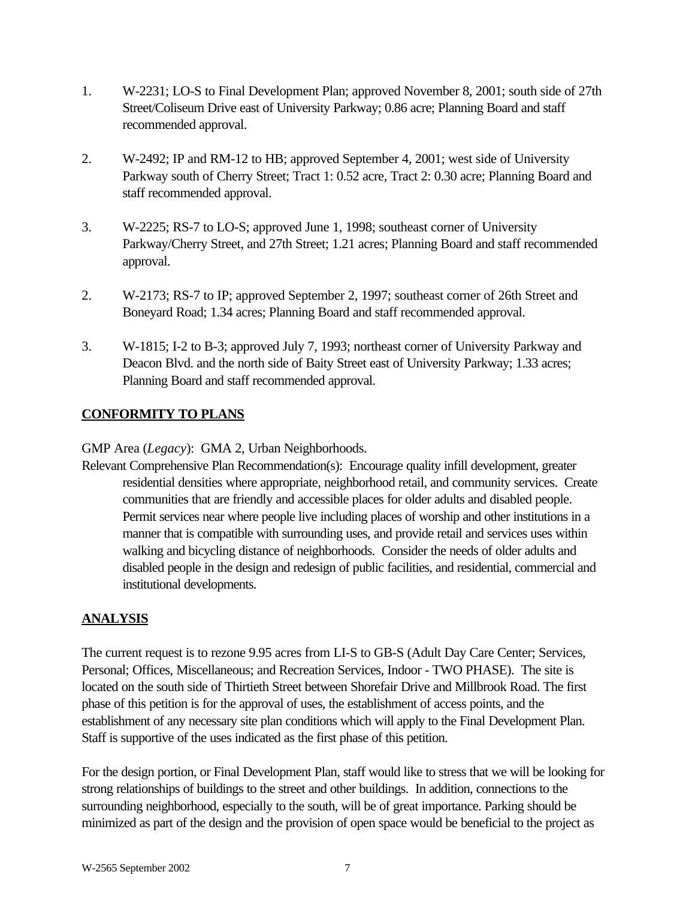1. W-2231; LO-S to Final Development Plan; approved November 8, 2001; south side of 27th Street/Coliseum Drive east of University Parkway; 0.86 acre; Planning Board and staff recommended approval.

2. W-2492; IP and RM-12 to HB; approved September 4, 2001; west side of University Parkway south of Cherry Street; Tract 1: 0.52 acre, Tract 2: 0.30 acre; Planning Board and staff recommended approval.

3. W-2225; RS-7 to LO-S; approved June 1, 1998; southeast corner of University Parkway/Cherry Street, and 27th Street; 1.21 acres; Planning Board and staff recommended approval.

2. W-2173; RS-7 to IP; approved September 2, 1997; southeast corner of 26th Street and Boneyard Road; 1.34 acres; Planning Board and staff recommended approval.

3. W-1815; I-2 to B-3; approved July 7, 1993; northeast corner of University Parkway and Deacon Blvd. and the north side of Baity Street east of University Parkway; 1.33 acres; Planning Board and staff recommended approval.

**CONFORMITY TO PLANS**

GMP Area (*Legacy*): GMA 2, Urban Neighborhoods.

Relevant Comprehensive Plan Recommendation(s): Encourage quality infill development, greater residential densities where appropriate, neighborhood retail, and community services. Create communities that are friendly and accessible places for older adults and disabled people. Permit services near where people live including places of worship and other institutions in a manner that is compatible with surrounding uses, and provide retail and services uses within walking and bicycling distance of neighborhoods. Consider the needs of older adults and disabled people in the design and redesign of public facilities, and residential, commercial and institutional developments.

**ANALYSIS**

The current request is to rezone 9.95 acres from LI-S to GB-S (Adult Day Care Center; Services, Personal; Offices, Miscellaneous; and Recreation Services, Indoor - TWO PHASE). The site is located on the south side of Thirtieth Street between Shorefair Drive and Millbrook Road. The first phase of this petition is for the approval of uses, the establishment of access points, and the establishment of any necessary site plan conditions which will apply to the Final Development Plan. Staff is supportive of the uses indicated as the first phase of this petition.

For the design portion, or Final Development Plan, staff would like to stress that we will be looking for strong relationships of buildings to the street and other buildings. In addition, connections to the surrounding neighborhood, especially to the south, will be of great importance. Parking should be minimized as part of the design and the provision of open space would be beneficial to the project as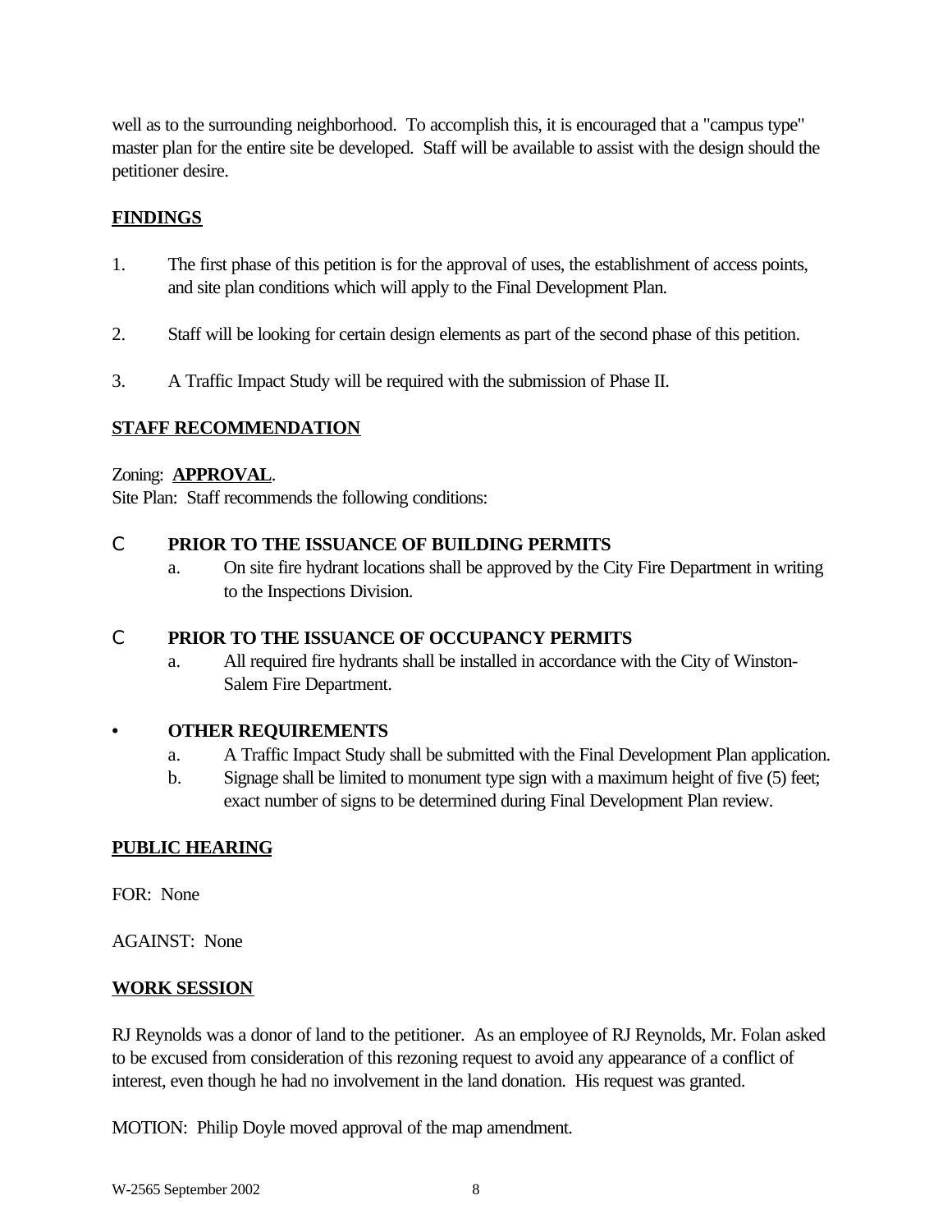well as to the surrounding neighborhood. To accomplish this, it is encouraged that a "campus type" master plan for the entire site be developed. Staff will be available to assist with the design should the petitioner desire.

**FINDINGS**

1. The first phase of this petition is for the approval of uses, the establishment of access points, and site plan conditions which will apply to the Final Development Plan.

2. Staff will be looking for certain design elements as part of the second phase of this petition.

3. A Traffic Impact Study will be required with the submission of Phase II.

**STAFF RECOMMENDATION**

Zoning: **APPROVAL**.
Site Plan: Staff recommends the following conditions:

- **PRIOR TO THE ISSUANCE OF BUILDING PERMITS**
  a. On site fire hydrant locations shall be approved by the City Fire Department in writing to the Inspections Division.

- **PRIOR TO THE ISSUANCE OF OCCUPANCY PERMITS**
  a. All required fire hydrants shall be installed in accordance with the City of Winston-Salem Fire Department.

- **OTHER REQUIREMENTS**
  a. A Traffic Impact Study shall be submitted with the Final Development Plan application.
  b. Signage shall be limited to monument type sign with a maximum height of five (5) feet; exact number of signs to be determined during Final Development Plan review.

**PUBLIC HEARING**

FOR: None

AGAINST: None

**WORK SESSION**

RJ Reynolds was a donor of land to the petitioner. As an employee of RJ Reynolds, Mr. Folan asked to be excused from consideration of this rezoning request to avoid any appearance of a conflict of interest, even though he had no involvement in the land donation. His request was granted.

MOTION: Philip Doyle moved approval of the map amendment.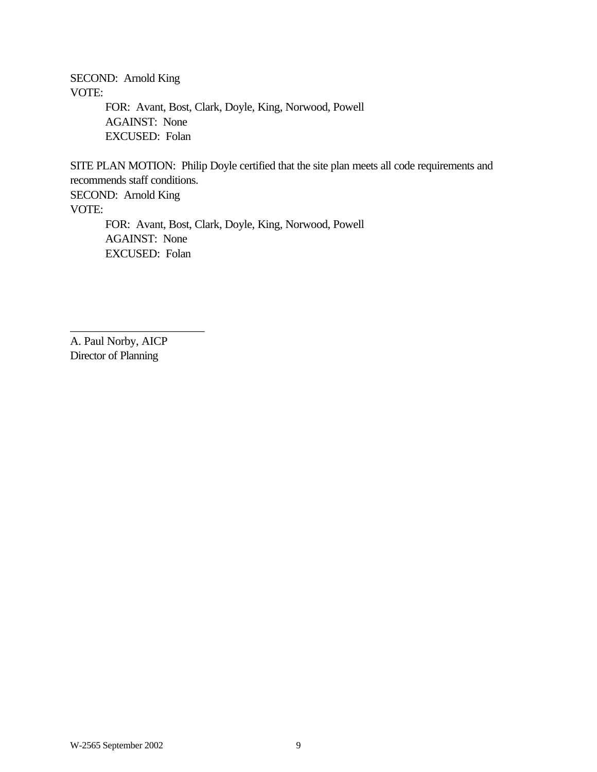SECOND: Arnold King
VOTE:

FOR: Avant, Bost, Clark, Doyle, King, Norwood, Powell
AGAINST: None
EXCUSED: Folan

SITE PLAN MOTION: Philip Doyle certified that the site plan meets all code requirements and recommends staff conditions.
SECOND: Arnold King
VOTE:

FOR: Avant, Bost, Clark, Doyle, King, Norwood, Powell
AGAINST: None
EXCUSED: Folan

_______________________

A. Paul Norby, AICP
Director of Planning